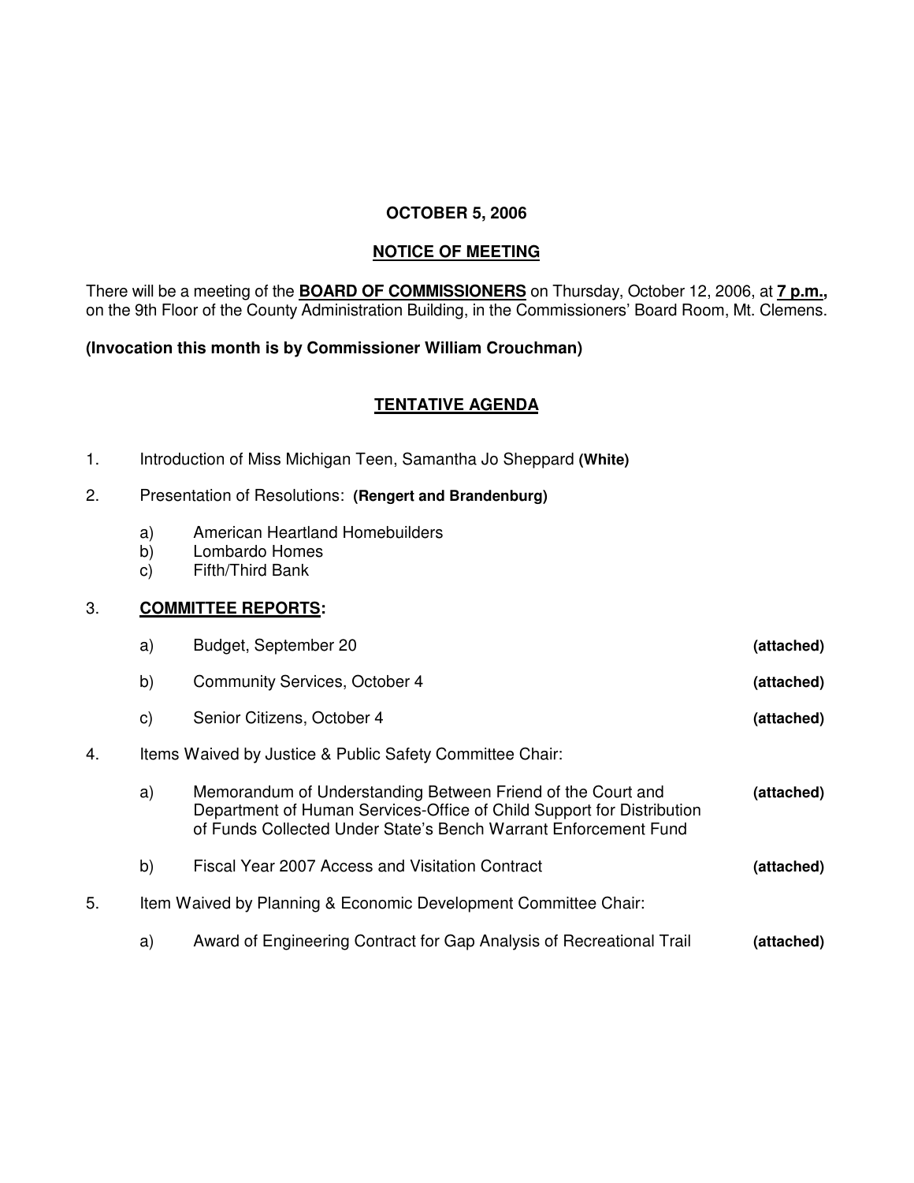**OCTOBER 5, 2006**

**NOTICE OF MEETING**

There will be a meeting of the **BOARD OF COMMISSIONERS** on Thursday, October 12, 2006, at **7 p.m.,** on the 9th Floor of the County Administration Building, in the Commissioners' Board Room, Mt. Clemens.

**(Invocation this month is by Commissioner William Crouchman)**

**TENTATIVE AGENDA**

1. Introduction of Miss Michigan Teen, Samantha Jo Sheppard **(White)**

2. Presentation of Resolutions: **(Rengert and Brandenburg)**

   a) American Heartland Homebuilders
   b) Lombardo Homes
   c) Fifth/Third Bank

3. **COMMITTEE REPORTS:**

   a) Budget, September 20 **(attached)**

   b) Community Services, October 4 **(attached)**

   c) Senior Citizens, October 4 **(attached)**

4. Items Waived by Justice & Public Safety Committee Chair:

   a) Memorandum of Understanding Between Friend of the Court and Department of Human Services-Office of Child Support for Distribution of Funds Collected Under State's Bench Warrant Enforcement Fund **(attached)**

   b) Fiscal Year 2007 Access and Visitation Contract **(attached)**

5. Item Waived by Planning & Economic Development Committee Chair:

   a) Award of Engineering Contract for Gap Analysis of Recreational Trail **(attached)**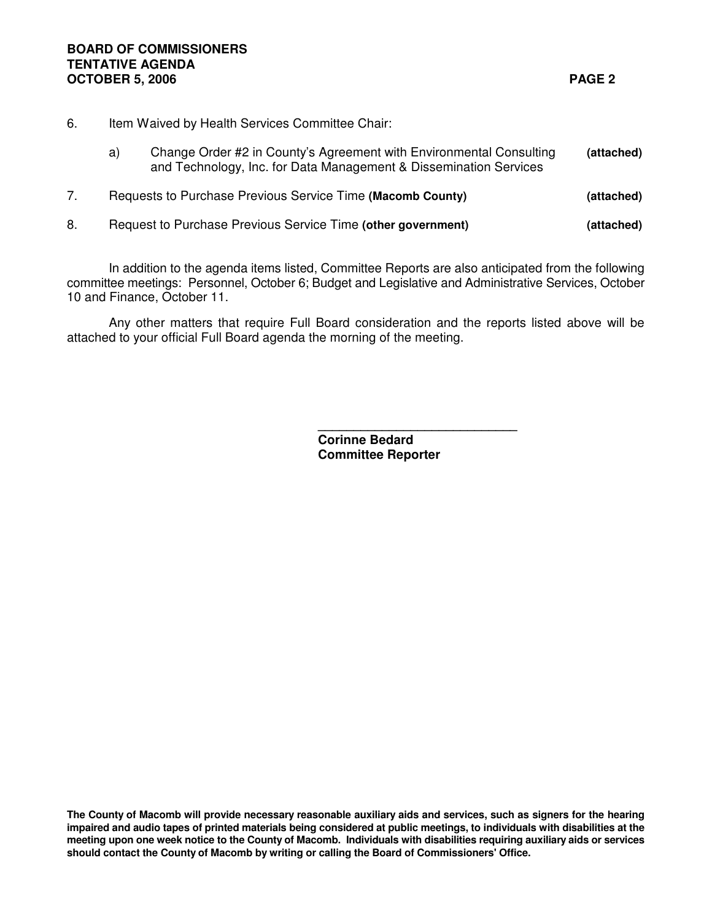6. Item Waived by Health Services Committee Chair:

   a) Change Order #2 in County's Agreement with Environmental Consulting and Technology, Inc. for Data Management & Dissemination Services **(attached)**

7. Requests to Purchase Previous Service Time **(Macomb County)** **(attached)**

8. Request to Purchase Previous Service Time **(other government)** **(attached)**

In addition to the agenda items listed, Committee Reports are also anticipated from the following committee meetings: Personnel, October 6; Budget and Legislative and Administrative Services, October 10 and Finance, October 11.

Any other matters that require Full Board consideration and the reports listed above will be attached to your official Full Board agenda the morning of the meeting.

\_\_\_\_\_\_\_\_\_\_\_\_\_\_\_\_\_\_\_\_\_\_\_\_\_\_\_\_\_\_

**Corinne Bedard**
**Committee Reporter**

**The County of Macomb will provide necessary reasonable auxiliary aids and services, such as signers for the hearing impaired and audio tapes of printed materials being considered at public meetings, to individuals with disabilities at the meeting upon one week notice to the County of Macomb. Individuals with disabilities requiring auxiliary aids or services should contact the County of Macomb by writing or calling the Board of Commissioners' Office.**